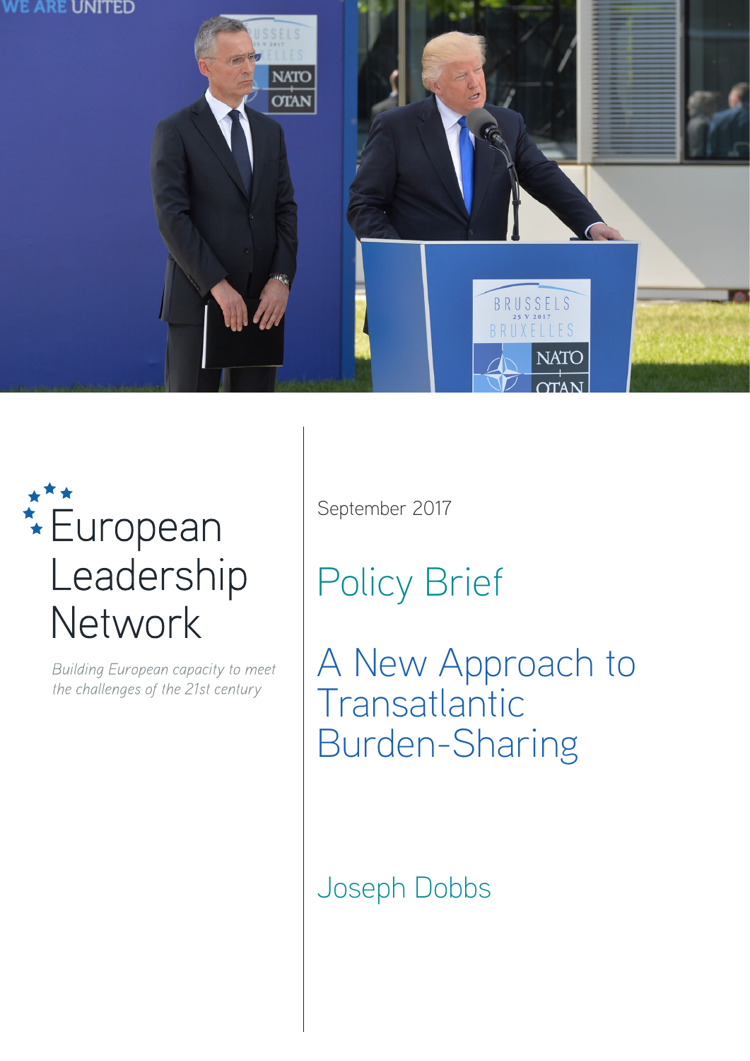European Leadership Network

*Building European capacity to meet the challenges of the 21st century*

September 2017

Policy Brief

# A New Approach to Transatlantic Burden-Sharing

Joseph Dobbs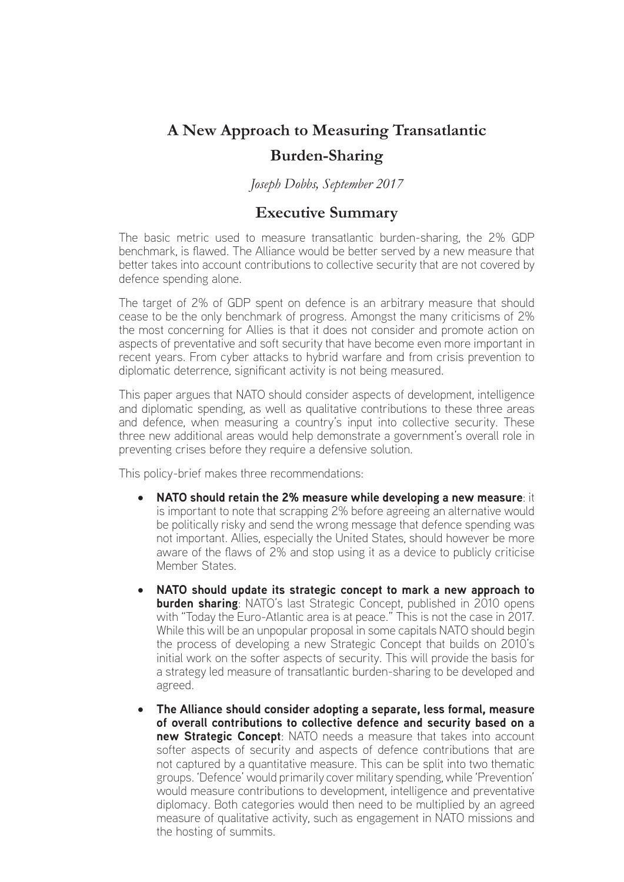# A New Approach to Measuring Transatlantic Burden-Sharing

*Joseph Dobbs, September 2017*

## Executive Summary

The basic metric used to measure transatlantic burden-sharing, the 2% GDP benchmark, is flawed. The Alliance would be better served by a new measure that better takes into account contributions to collective security that are not covered by defence spending alone.

The target of 2% of GDP spent on defence is an arbitrary measure that should cease to be the only benchmark of progress. Amongst the many criticisms of 2% the most concerning for Allies is that it does not consider and promote action on aspects of preventative and soft security that have become even more important in recent years. From cyber attacks to hybrid warfare and from crisis prevention to diplomatic deterrence, significant activity is not being measured.

This paper argues that NATO should consider aspects of development, intelligence and diplomatic spending, as well as qualitative contributions to these three areas and defence, when measuring a country's input into collective security. These three new additional areas would help demonstrate a government's overall role in preventing crises before they require a defensive solution.

This policy-brief makes three recommendations:

- **NATO should retain the 2% measure while developing a new measure**: it is important to note that scrapping 2% before agreeing an alternative would be politically risky and send the wrong message that defence spending was not important. Allies, especially the United States, should however be more aware of the flaws of 2% and stop using it as a device to publicly criticise Member States.
- **NATO should update its strategic concept to mark a new approach to burden sharing**: NATO's last Strategic Concept, published in 2010 opens with "Today the Euro-Atlantic area is at peace." This is not the case in 2017. While this will be an unpopular proposal in some capitals NATO should begin the process of developing a new Strategic Concept that builds on 2010's initial work on the softer aspects of security. This will provide the basis for a strategy led measure of transatlantic burden-sharing to be developed and agreed.
- **The Alliance should consider adopting a separate, less formal, measure of overall contributions to collective defence and security based on a new Strategic Concept**: NATO needs a measure that takes into account softer aspects of security and aspects of defence contributions that are not captured by a quantitative measure. This can be split into two thematic groups. 'Defence' would primarily cover military spending, while 'Prevention' would measure contributions to development, intelligence and preventative diplomacy. Both categories would then need to be multiplied by an agreed measure of qualitative activity, such as engagement in NATO missions and the hosting of summits.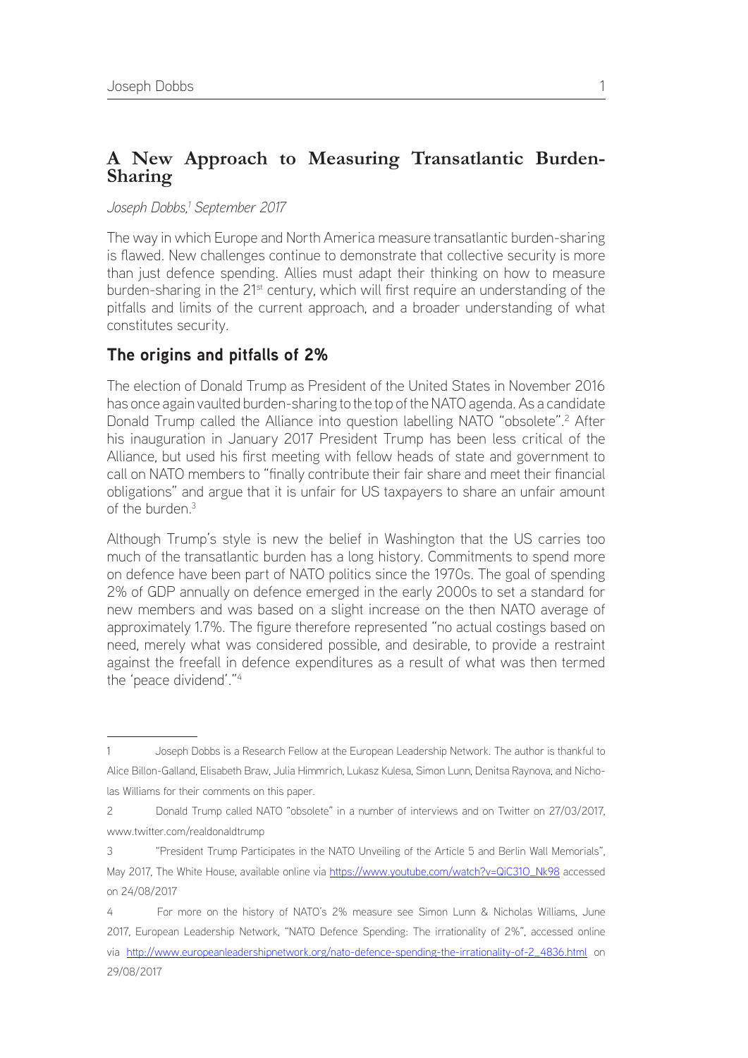# A New Approach to Measuring Transatlantic Burden-Sharing

*Joseph Dobbs,[1] September 2017*

The way in which Europe and North America measure transatlantic burden-sharing is flawed. New challenges continue to demonstrate that collective security is more than just defence spending. Allies must adapt their thinking on how to measure burden-sharing in the 21st century, which will first require an understanding of the pitfalls and limits of the current approach, and a broader understanding of what constitutes security.

## The origins and pitfalls of 2%

The election of Donald Trump as President of the United States in November 2016 has once again vaulted burden-sharing to the top of the NATO agenda. As a candidate Donald Trump called the Alliance into question labelling NATO "obsolete".[2] After his inauguration in January 2017 President Trump has been less critical of the Alliance, but used his first meeting with fellow heads of state and government to call on NATO members to "finally contribute their fair share and meet their financial obligations" and argue that it is unfair for US taxpayers to share an unfair amount of the burden.[3]

Although Trump's style is new the belief in Washington that the US carries too much of the transatlantic burden has a long history. Commitments to spend more on defence have been part of NATO politics since the 1970s. The goal of spending 2% of GDP annually on defence emerged in the early 2000s to set a standard for new members and was based on a slight increase on the then NATO average of approximately 1.7%. The figure therefore represented "no actual costings based on need, merely what was considered possible, and desirable, to provide a restraint against the freefall in defence expenditures as a result of what was then termed the 'peace dividend'."[4]

---

1 Joseph Dobbs is a Research Fellow at the European Leadership Network. The author is thankful to Alice Billon-Galland, Elisabeth Braw, Julia Himmrich, Lukasz Kulesa, Simon Lunn, Denitsa Raynova, and Nicholas Williams for their comments on this paper.

2 Donald Trump called NATO "obsolete" in a number of interviews and on Twitter on 27/03/2017, www.twitter.com/realdonaldtrump

3 "President Trump Participates in the NATO Unveiling of the Article 5 and Berlin Wall Memorials", May 2017, The White House, available online via https://www.youtube.com/watch?v=QiC31O_Nk98 accessed on 24/08/2017

4 For more on the history of NATO's 2% measure see Simon Lunn & Nicholas Williams, June 2017, European Leadership Network, "NATO Defence Spending: The irrationality of 2%", accessed online via http://www.europeanleadershipnetwork.org/nato-defence-spending-the-irrationality-of-2_4836.html on 29/08/2017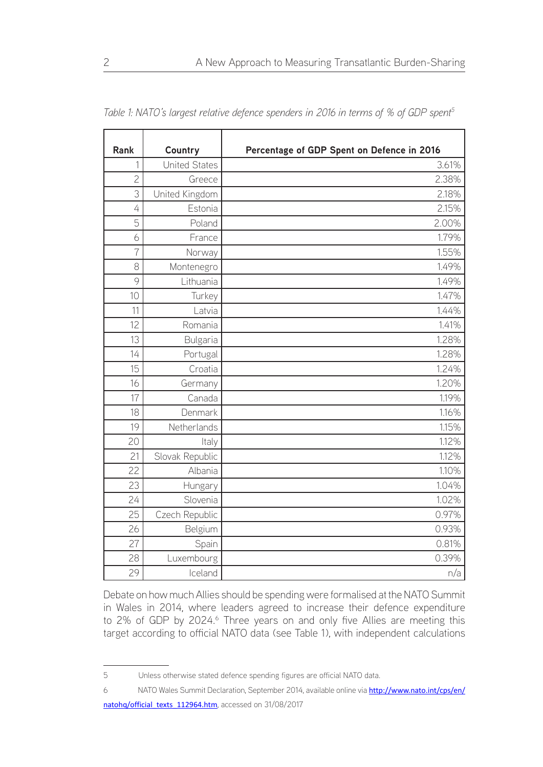*Table 1: NATO's largest relative defence spenders in 2016 in terms of % of GDP spent*[5]

| Rank | Country | Percentage of GDP Spent on Defence in 2016 |
|---|---|---|
| 1 | United States | 3.61% |
| 2 | Greece | 2.38% |
| 3 | United Kingdom | 2.18% |
| 4 | Estonia | 2.15% |
| 5 | Poland | 2.00% |
| 6 | France | 1.79% |
| 7 | Norway | 1.55% |
| 8 | Montenegro | 1.49% |
| 9 | Lithuania | 1.49% |
| 10 | Turkey | 1.47% |
| 11 | Latvia | 1.44% |
| 12 | Romania | 1.41% |
| 13 | Bulgaria | 1.28% |
| 14 | Portugal | 1.28% |
| 15 | Croatia | 1.24% |
| 16 | Germany | 1.20% |
| 17 | Canada | 1.19% |
| 18 | Denmark | 1.16% |
| 19 | Netherlands | 1.15% |
| 20 | Italy | 1.12% |
| 21 | Slovak Republic | 1.12% |
| 22 | Albania | 1.10% |
| 23 | Hungary | 1.04% |
| 24 | Slovenia | 1.02% |
| 25 | Czech Republic | 0.97% |
| 26 | Belgium | 0.93% |
| 27 | Spain | 0.81% |
| 28 | Luxembourg | 0.39% |
| 29 | Iceland | n/a |

Debate on how much Allies should be spending were formalised at the NATO Summit in Wales in 2014, where leaders agreed to increase their defence expenditure to 2% of GDP by 2024.[6] Three years on and only five Allies are meeting this target according to official NATO data (see Table 1), with independent calculations

---

5 Unless otherwise stated defence spending figures are official NATO data.

6 NATO Wales Summit Declaration, September 2014, available online via http://www.nato.int/cps/en/natohq/official_texts_112964.htm, accessed on 31/08/2017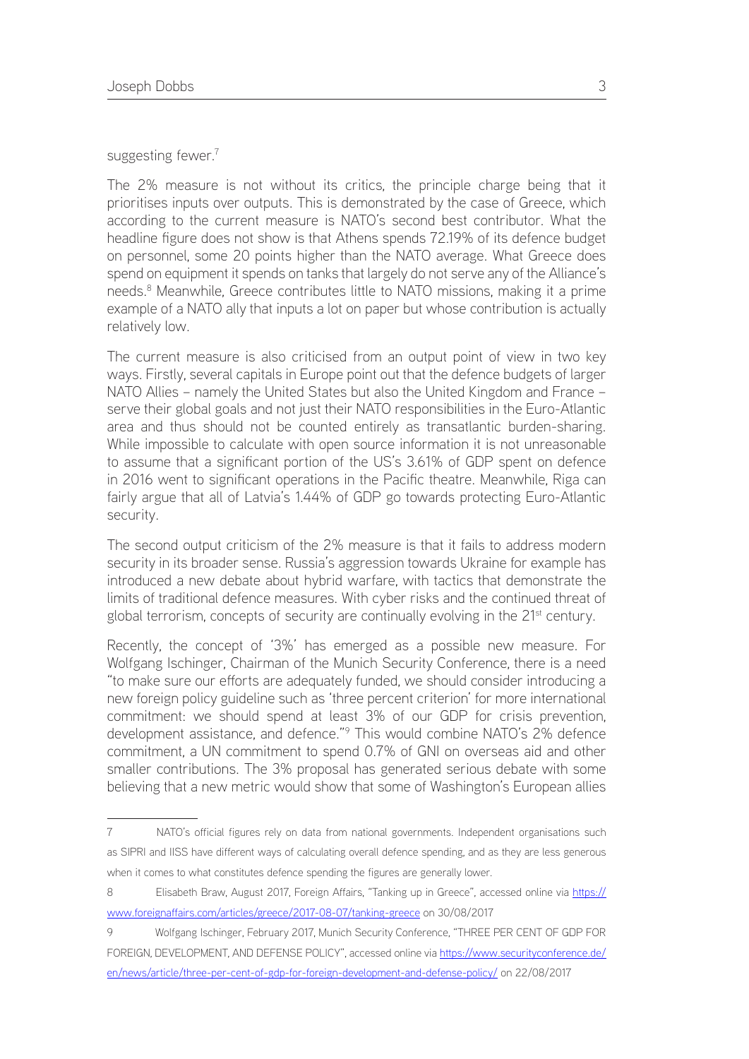suggesting fewer.[7]

The 2% measure is not without its critics, the principle charge being that it prioritises inputs over outputs. This is demonstrated by the case of Greece, which according to the current measure is NATO's second best contributor. What the headline figure does not show is that Athens spends 72.19% of its defence budget on personnel, some 20 points higher than the NATO average. What Greece does spend on equipment it spends on tanks that largely do not serve any of the Alliance's needs.[8] Meanwhile, Greece contributes little to NATO missions, making it a prime example of a NATO ally that inputs a lot on paper but whose contribution is actually relatively low.

The current measure is also criticised from an output point of view in two key ways. Firstly, several capitals in Europe point out that the defence budgets of larger NATO Allies – namely the United States but also the United Kingdom and France – serve their global goals and not just their NATO responsibilities in the Euro-Atlantic area and thus should not be counted entirely as transatlantic burden-sharing. While impossible to calculate with open source information it is not unreasonable to assume that a significant portion of the US's 3.61% of GDP spent on defence in 2016 went to significant operations in the Pacific theatre. Meanwhile, Riga can fairly argue that all of Latvia's 1.44% of GDP go towards protecting Euro-Atlantic security.

The second output criticism of the 2% measure is that it fails to address modern security in its broader sense. Russia's aggression towards Ukraine for example has introduced a new debate about hybrid warfare, with tactics that demonstrate the limits of traditional defence measures. With cyber risks and the continued threat of global terrorism, concepts of security are continually evolving in the 21st century.

Recently, the concept of '3%' has emerged as a possible new measure. For Wolfgang Ischinger, Chairman of the Munich Security Conference, there is a need "to make sure our efforts are adequately funded, we should consider introducing a new foreign policy guideline such as 'three percent criterion' for more international commitment: we should spend at least 3% of our GDP for crisis prevention, development assistance, and defence."[9] This would combine NATO's 2% defence commitment, a UN commitment to spend 0.7% of GNI on overseas aid and other smaller contributions. The 3% proposal has generated serious debate with some believing that a new metric would show that some of Washington's European allies

---

7 NATO's official figures rely on data from national governments. Independent organisations such as SIPRI and IISS have different ways of calculating overall defence spending, and as they are less generous when it comes to what constitutes defence spending the figures are generally lower.

8 Elisabeth Braw, August 2017, Foreign Affairs, "Tanking up in Greece", accessed online via https://www.foreignaffairs.com/articles/greece/2017-08-07/tanking-greece on 30/08/2017

9 Wolfgang Ischinger, February 2017, Munich Security Conference, "THREE PER CENT OF GDP FOR FOREIGN, DEVELOPMENT, AND DEFENSE POLICY", accessed online via https://www.securityconference.de/en/news/article/three-per-cent-of-gdp-for-foreign-development-and-defense-policy/ on 22/08/2017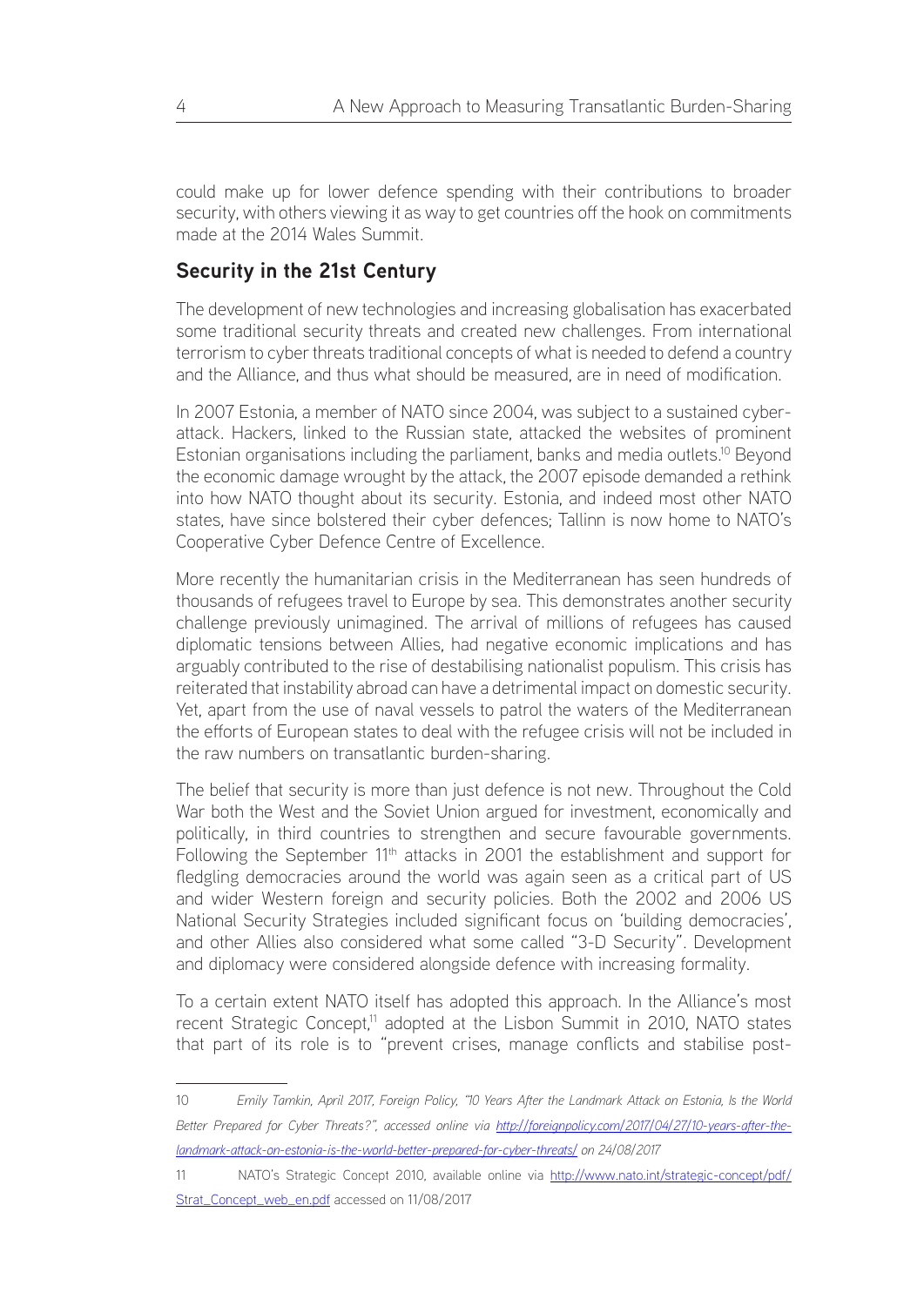could make up for lower defence spending with their contributions to broader security, with others viewing it as way to get countries off the hook on commitments made at the 2014 Wales Summit.

## Security in the 21st Century

The development of new technologies and increasing globalisation has exacerbated some traditional security threats and created new challenges. From international terrorism to cyber threats traditional concepts of what is needed to defend a country and the Alliance, and thus what should be measured, are in need of modification.

In 2007 Estonia, a member of NATO since 2004, was subject to a sustained cyber-attack. Hackers, linked to the Russian state, attacked the websites of prominent Estonian organisations including the parliament, banks and media outlets.[10] Beyond the economic damage wrought by the attack, the 2007 episode demanded a rethink into how NATO thought about its security. Estonia, and indeed most other NATO states, have since bolstered their cyber defences; Tallinn is now home to NATO's Cooperative Cyber Defence Centre of Excellence.

More recently the humanitarian crisis in the Mediterranean has seen hundreds of thousands of refugees travel to Europe by sea. This demonstrates another security challenge previously unimagined. The arrival of millions of refugees has caused diplomatic tensions between Allies, had negative economic implications and has arguably contributed to the rise of destabilising nationalist populism. This crisis has reiterated that instability abroad can have a detrimental impact on domestic security. Yet, apart from the use of naval vessels to patrol the waters of the Mediterranean the efforts of European states to deal with the refugee crisis will not be included in the raw numbers on transatlantic burden-sharing.

The belief that security is more than just defence is not new. Throughout the Cold War both the West and the Soviet Union argued for investment, economically and politically, in third countries to strengthen and secure favourable governments. Following the September 11th attacks in 2001 the establishment and support for fledgling democracies around the world was again seen as a critical part of US and wider Western foreign and security policies. Both the 2002 and 2006 US National Security Strategies included significant focus on 'building democracies', and other Allies also considered what some called "3-D Security". Development and diplomacy were considered alongside defence with increasing formality.

To a certain extent NATO itself has adopted this approach. In the Alliance's most recent Strategic Concept,[11] adopted at the Lisbon Summit in 2010, NATO states that part of its role is to "prevent crises, manage conflicts and stabilise post-

---

10 *Emily Tamkin, April 2017, Foreign Policy, "10 Years After the Landmark Attack on Estonia, Is the World Better Prepared for Cyber Threats?", accessed online via [http://foreignpolicy.com/2017/04/27/10-years-after-the-landmark-attack-on-estonia-is-the-world-better-prepared-for-cyber-threats/](http://foreignpolicy.com/2017/04/27/10-years-after-the-landmark-attack-on-estonia-is-the-world-better-prepared-for-cyber-threats/) on 24/08/2017*

11 NATO's Strategic Concept 2010, available online via [http://www.nato.int/strategic-concept/pdf/Strat_Concept_web_en.pdf](http://www.nato.int/strategic-concept/pdf/Strat_Concept_web_en.pdf) accessed on 11/08/2017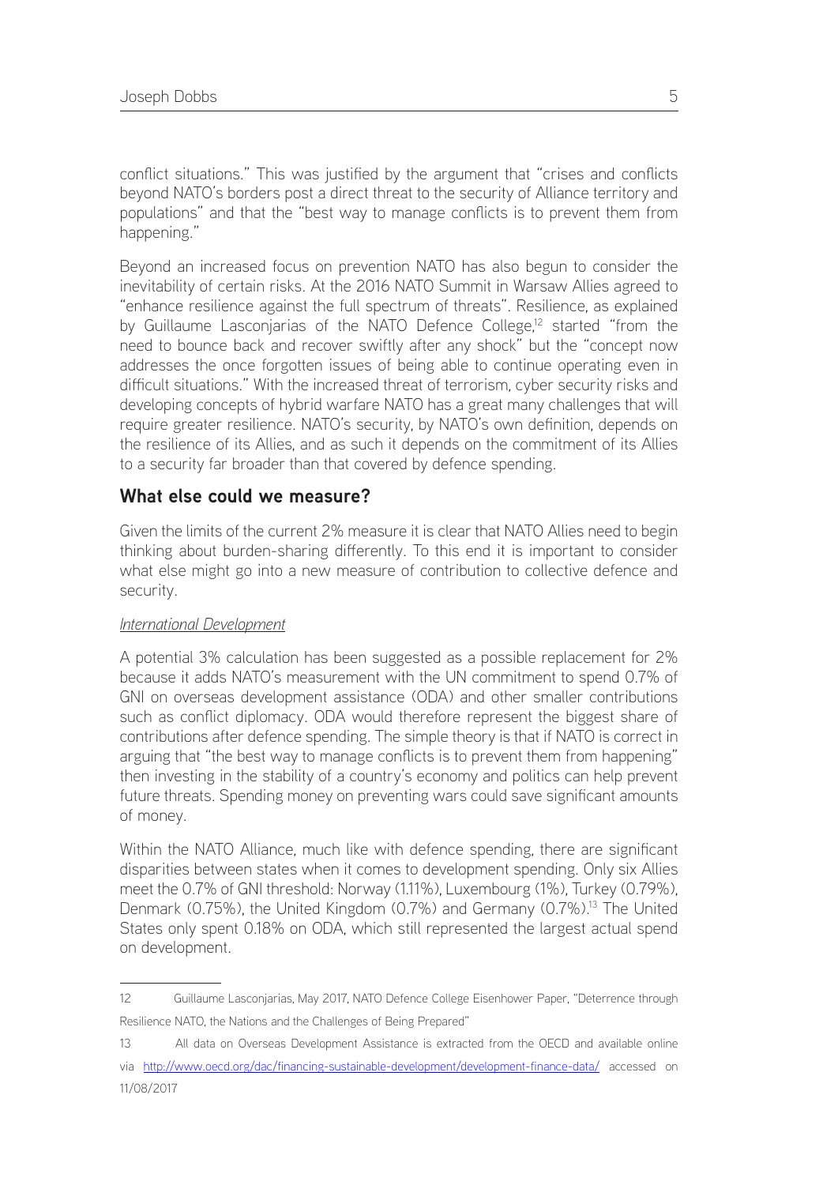conflict situations." This was justified by the argument that "crises and conflicts beyond NATO's borders post a direct threat to the security of Alliance territory and populations" and that the "best way to manage conflicts is to prevent them from happening."

Beyond an increased focus on prevention NATO has also begun to consider the inevitability of certain risks. At the 2016 NATO Summit in Warsaw Allies agreed to "enhance resilience against the full spectrum of threats". Resilience, as explained by Guillaume Lasconjarias of the NATO Defence College,[12] started "from the need to bounce back and recover swiftly after any shock" but the "concept now addresses the once forgotten issues of being able to continue operating even in difficult situations." With the increased threat of terrorism, cyber security risks and developing concepts of hybrid warfare NATO has a great many challenges that will require greater resilience. NATO's security, by NATO's own definition, depends on the resilience of its Allies, and as such it depends on the commitment of its Allies to a security far broader than that covered by defence spending.

## What else could we measure?

Given the limits of the current 2% measure it is clear that NATO Allies need to begin thinking about burden-sharing differently. To this end it is important to consider what else might go into a new measure of contribution to collective defence and security.

*International Development*

A potential 3% calculation has been suggested as a possible replacement for 2% because it adds NATO's measurement with the UN commitment to spend 0.7% of GNI on overseas development assistance (ODA) and other smaller contributions such as conflict diplomacy. ODA would therefore represent the biggest share of contributions after defence spending. The simple theory is that if NATO is correct in arguing that "the best way to manage conflicts is to prevent them from happening" then investing in the stability of a country's economy and politics can help prevent future threats. Spending money on preventing wars could save significant amounts of money.

Within the NATO Alliance, much like with defence spending, there are significant disparities between states when it comes to development spending. Only six Allies meet the 0.7% of GNI threshold: Norway (1.11%), Luxembourg (1%), Turkey (0.79%), Denmark (0.75%), the United Kingdom (0.7%) and Germany (0.7%).[13] The United States only spent 0.18% on ODA, which still represented the largest actual spend on development.

---

12 Guillaume Lasconjarias, May 2017, NATO Defence College Eisenhower Paper, "Deterrence through Resilience NATO, the Nations and the Challenges of Being Prepared"

13 All data on Overseas Development Assistance is extracted from the OECD and available online via http://www.oecd.org/dac/financing-sustainable-development/development-finance-data/ accessed on 11/08/2017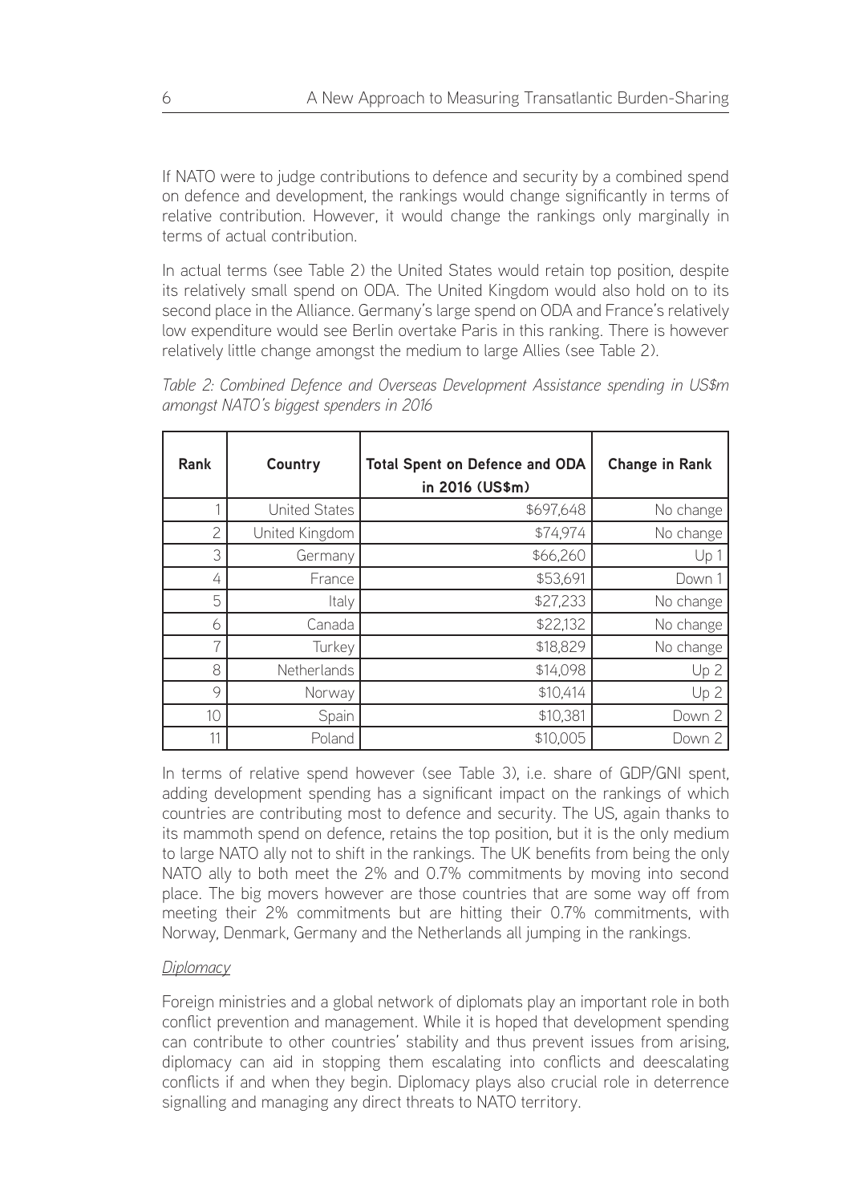If NATO were to judge contributions to defence and security by a combined spend on defence and development, the rankings would change significantly in terms of relative contribution. However, it would change the rankings only marginally in terms of actual contribution.

In actual terms (see Table 2) the United States would retain top position, despite its relatively small spend on ODA. The United Kingdom would also hold on to its second place in the Alliance. Germany's large spend on ODA and France's relatively low expenditure would see Berlin overtake Paris in this ranking. There is however relatively little change amongst the medium to large Allies (see Table 2).

*Table 2: Combined Defence and Overseas Development Assistance spending in US$m amongst NATO's biggest spenders in 2016*

| Rank | Country | Total Spent on Defence and ODA in 2016 (US$m) | Change in Rank |
|---|---|---|---|
| 1 | United States | $697,648 | No change |
| 2 | United Kingdom | $74,974 | No change |
| 3 | Germany | $66,260 | Up 1 |
| 4 | France | $53,691 | Down 1 |
| 5 | Italy | $27,233 | No change |
| 6 | Canada | $22,132 | No change |
| 7 | Turkey | $18,829 | No change |
| 8 | Netherlands | $14,098 | Up 2 |
| 9 | Norway | $10,414 | Up 2 |
| 10 | Spain | $10,381 | Down 2 |
| 11 | Poland | $10,005 | Down 2 |

In terms of relative spend however (see Table 3), i.e. share of GDP/GNI spent, adding development spending has a significant impact on the rankings of which countries are contributing most to defence and security. The US, again thanks to its mammoth spend on defence, retains the top position, but it is the only medium to large NATO ally not to shift in the rankings. The UK benefits from being the only NATO ally to both meet the 2% and 0.7% commitments by moving into second place. The big movers however are those countries that are some way off from meeting their 2% commitments but are hitting their 0.7% commitments, with Norway, Denmark, Germany and the Netherlands all jumping in the rankings.

*Diplomacy*

Foreign ministries and a global network of diplomats play an important role in both conflict prevention and management. While it is hoped that development spending can contribute to other countries' stability and thus prevent issues from arising, diplomacy can aid in stopping them escalating into conflicts and deescalating conflicts if and when they begin. Diplomacy plays also crucial role in deterrence signalling and managing any direct threats to NATO territory.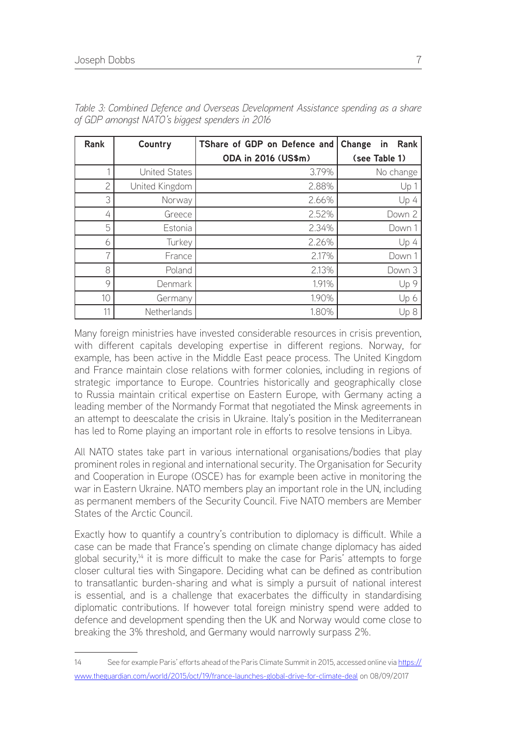*Table 3: Combined Defence and Overseas Development Assistance spending as a share of GDP amongst NATO's biggest spenders in 2016*

| Rank | Country | TShare of GDP on Defence and ODA in 2016 (US$m) | Change in Rank (see Table 1) |
|---|---|---|---|
| 1 | United States | 3.79% | No change |
| 2 | United Kingdom | 2.88% | Up 1 |
| 3 | Norway | 2.66% | Up 4 |
| 4 | Greece | 2.52% | Down 2 |
| 5 | Estonia | 2.34% | Down 1 |
| 6 | Turkey | 2.26% | Up 4 |
| 7 | France | 2.17% | Down 1 |
| 8 | Poland | 2.13% | Down 3 |
| 9 | Denmark | 1.91% | Up 9 |
| 10 | Germany | 1.90% | Up 6 |
| 11 | Netherlands | 1.80% | Up 8 |

Many foreign ministries have invested considerable resources in crisis prevention, with different capitals developing expertise in different regions. Norway, for example, has been active in the Middle East peace process. The United Kingdom and France maintain close relations with former colonies, including in regions of strategic importance to Europe. Countries historically and geographically close to Russia maintain critical expertise on Eastern Europe, with Germany acting a leading member of the Normandy Format that negotiated the Minsk agreements in an attempt to deescalate the crisis in Ukraine. Italy's position in the Mediterranean has led to Rome playing an important role in efforts to resolve tensions in Libya.

All NATO states take part in various international organisations/bodies that play prominent roles in regional and international security. The Organisation for Security and Cooperation in Europe (OSCE) has for example been active in monitoring the war in Eastern Ukraine. NATO members play an important role in the UN, including as permanent members of the Security Council. Five NATO members are Member States of the Arctic Council.

Exactly how to quantify a country's contribution to diplomacy is difficult. While a case can be made that France's spending on climate change diplomacy has aided global security,[14] it is more difficult to make the case for Paris' attempts to forge closer cultural ties with Singapore. Deciding what can be defined as contribution to transatlantic burden-sharing and what is simply a pursuit of national interest is essential, and is a challenge that exacerbates the difficulty in standardising diplomatic contributions. If however total foreign ministry spend were added to defence and development spending then the UK and Norway would come close to breaking the 3% threshold, and Germany would narrowly surpass 2%.

---

14 See for example Paris' efforts ahead of the Paris Climate Summit in 2015, accessed online via https://www.theguardian.com/world/2015/oct/19/france-launches-global-drive-for-climate-deal on 08/09/2017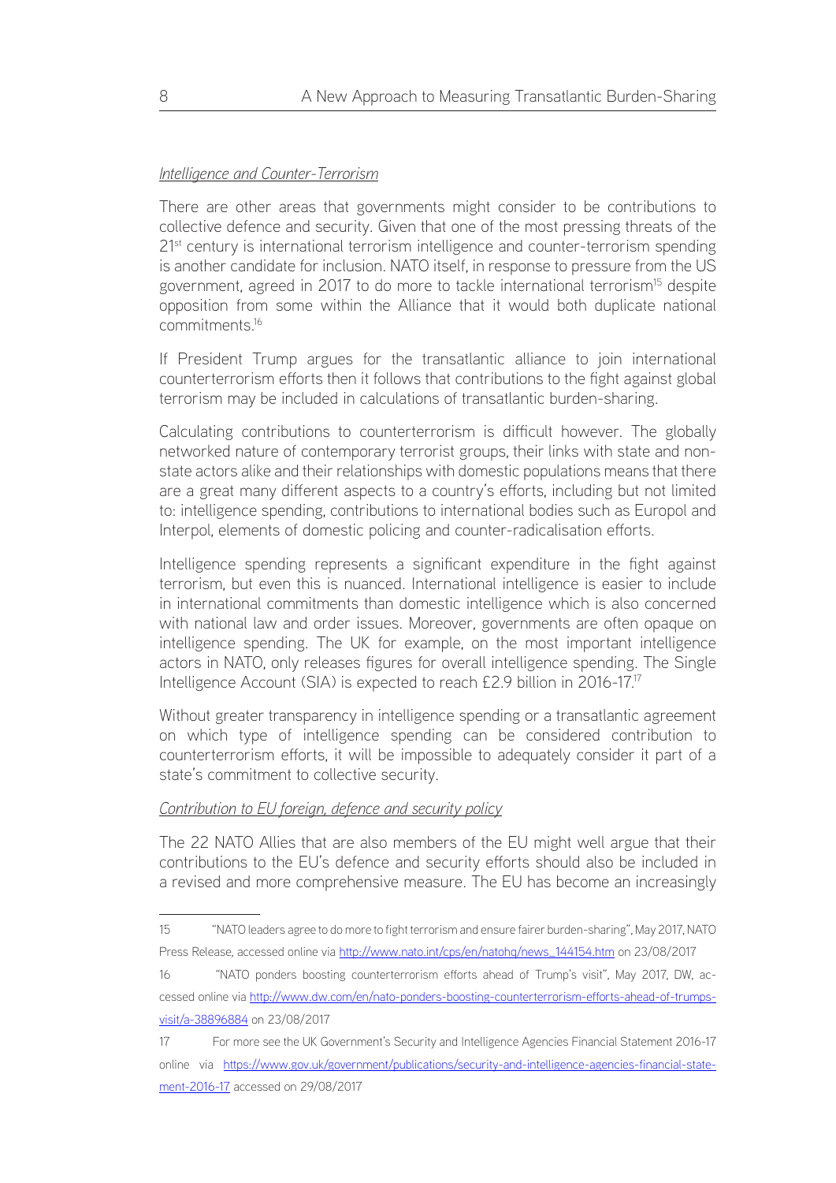*Intelligence and Counter-Terrorism*

There are other areas that governments might consider to be contributions to collective defence and security. Given that one of the most pressing threats of the 21st century is international terrorism intelligence and counter-terrorism spending is another candidate for inclusion. NATO itself, in response to pressure from the US government, agreed in 2017 to do more to tackle international terrorism[15] despite opposition from some within the Alliance that it would both duplicate national commitments.[16]

If President Trump argues for the transatlantic alliance to join international counterterrorism efforts then it follows that contributions to the fight against global terrorism may be included in calculations of transatlantic burden-sharing.

Calculating contributions to counterterrorism is difficult however. The globally networked nature of contemporary terrorist groups, their links with state and non-state actors alike and their relationships with domestic populations means that there are a great many different aspects to a country's efforts, including but not limited to: intelligence spending, contributions to international bodies such as Europol and Interpol, elements of domestic policing and counter-radicalisation efforts.

Intelligence spending represents a significant expenditure in the fight against terrorism, but even this is nuanced. International intelligence is easier to include in international commitments than domestic intelligence which is also concerned with national law and order issues. Moreover, governments are often opaque on intelligence spending. The UK for example, on the most important intelligence actors in NATO, only releases figures for overall intelligence spending. The Single Intelligence Account (SIA) is expected to reach £2.9 billion in 2016-17.[17]

Without greater transparency in intelligence spending or a transatlantic agreement on which type of intelligence spending can be considered contribution to counterterrorism efforts, it will be impossible to adequately consider it part of a state's commitment to collective security.

*Contribution to EU foreign, defence and security policy*

The 22 NATO Allies that are also members of the EU might well argue that their contributions to the EU's defence and security efforts should also be included in a revised and more comprehensive measure. The EU has become an increasingly

---

15 "NATO leaders agree to do more to fight terrorism and ensure fairer burden-sharing", May 2017, NATO Press Release, accessed online via http://www.nato.int/cps/en/natohq/news_144154.htm on 23/08/2017

16 "NATO ponders boosting counterterrorism efforts ahead of Trump's visit", May 2017, DW, accessed online via http://www.dw.com/en/nato-ponders-boosting-counterterrorism-efforts-ahead-of-trumps-visit/a-38896884 on 23/08/2017

17 For more see the UK Government's Security and Intelligence Agencies Financial Statement 2016-17 online via https://www.gov.uk/government/publications/security-and-intelligence-agencies-financial-statement-2016-17 accessed on 29/08/2017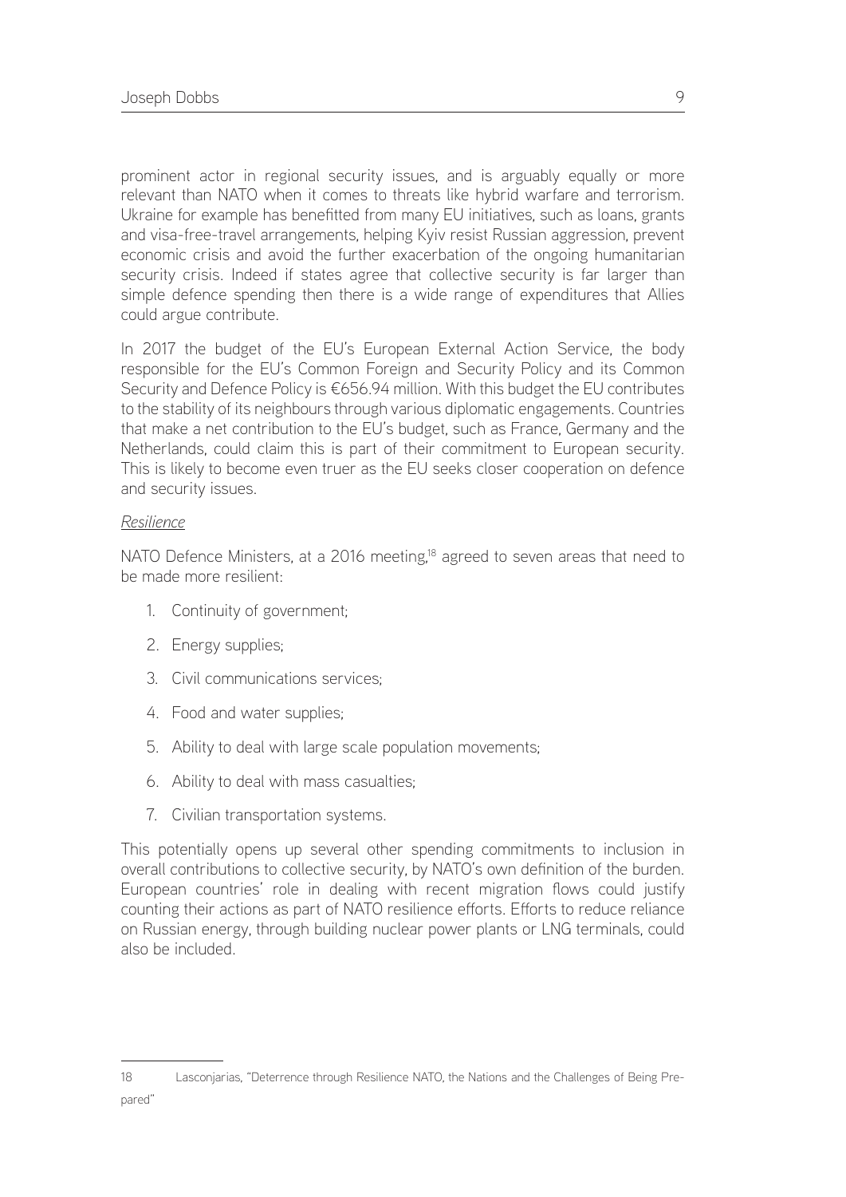prominent actor in regional security issues, and is arguably equally or more relevant than NATO when it comes to threats like hybrid warfare and terrorism. Ukraine for example has benefitted from many EU initiatives, such as loans, grants and visa-free-travel arrangements, helping Kyiv resist Russian aggression, prevent economic crisis and avoid the further exacerbation of the ongoing humanitarian security crisis. Indeed if states agree that collective security is far larger than simple defence spending then there is a wide range of expenditures that Allies could argue contribute.

In 2017 the budget of the EU's European External Action Service, the body responsible for the EU's Common Foreign and Security Policy and its Common Security and Defence Policy is €656.94 million. With this budget the EU contributes to the stability of its neighbours through various diplomatic engagements. Countries that make a net contribution to the EU's budget, such as France, Germany and the Netherlands, could claim this is part of their commitment to European security. This is likely to become even truer as the EU seeks closer cooperation on defence and security issues.

*Resilience*

NATO Defence Ministers, at a 2016 meeting,[18] agreed to seven areas that need to be made more resilient:

1. Continuity of government;
2. Energy supplies;
3. Civil communications services;
4. Food and water supplies;
5. Ability to deal with large scale population movements;
6. Ability to deal with mass casualties;
7. Civilian transportation systems.

This potentially opens up several other spending commitments to inclusion in overall contributions to collective security, by NATO's own definition of the burden. European countries' role in dealing with recent migration flows could justify counting their actions as part of NATO resilience efforts. Efforts to reduce reliance on Russian energy, through building nuclear power plants or LNG terminals, could also be included.

---

18 Lasconjarias, "Deterrence through Resilience NATO, the Nations and the Challenges of Being Prepared"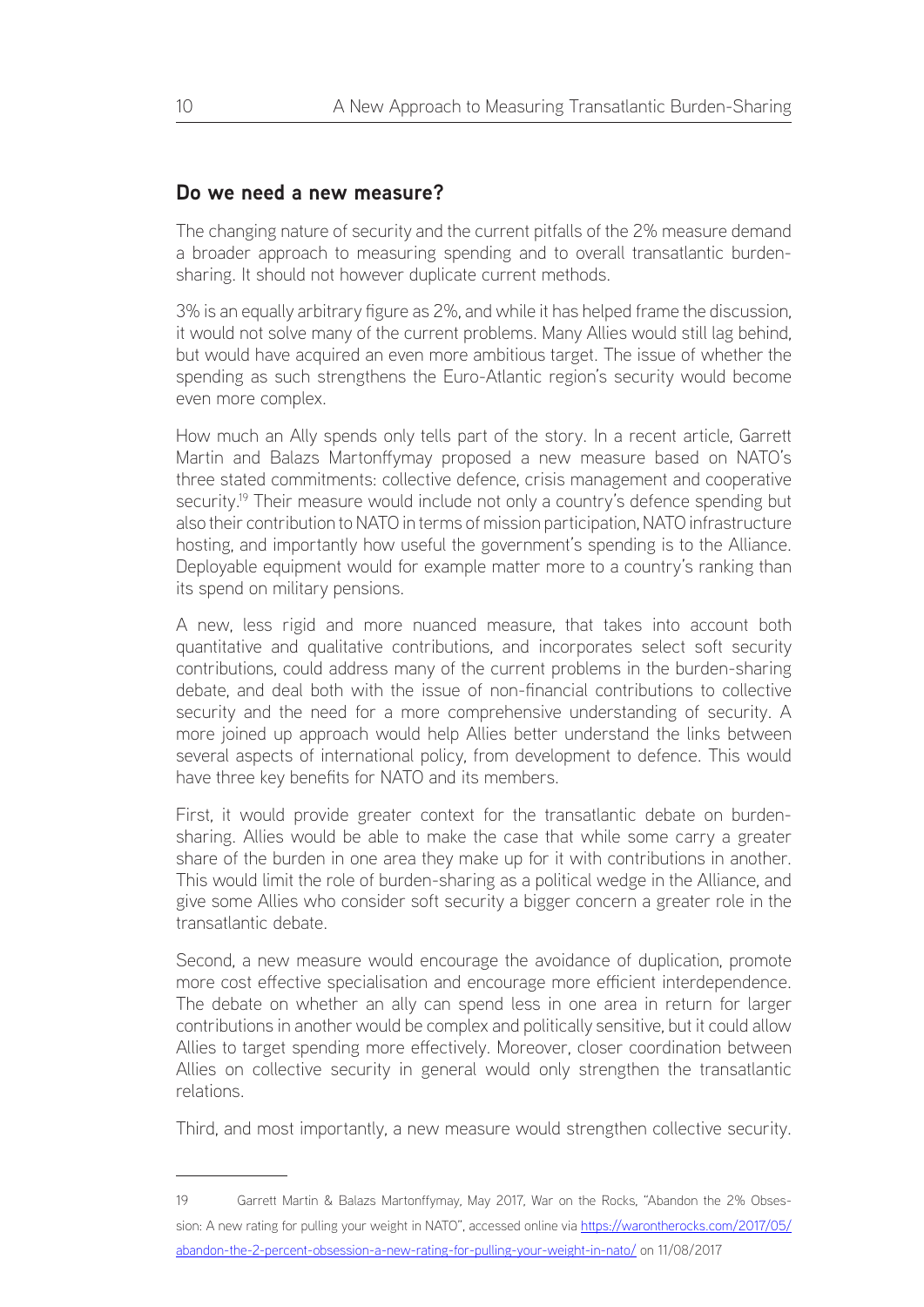## Do we need a new measure?

The changing nature of security and the current pitfalls of the 2% measure demand a broader approach to measuring spending and to overall transatlantic burden-sharing. It should not however duplicate current methods.

3% is an equally arbitrary figure as 2%, and while it has helped frame the discussion, it would not solve many of the current problems. Many Allies would still lag behind, but would have acquired an even more ambitious target. The issue of whether the spending as such strengthens the Euro-Atlantic region's security would become even more complex.

How much an Ally spends only tells part of the story. In a recent article, Garrett Martin and Balazs Martonffymay proposed a new measure based on NATO's three stated commitments: collective defence, crisis management and cooperative security.[19] Their measure would include not only a country's defence spending but also their contribution to NATO in terms of mission participation, NATO infrastructure hosting, and importantly how useful the government's spending is to the Alliance. Deployable equipment would for example matter more to a country's ranking than its spend on military pensions.

A new, less rigid and more nuanced measure, that takes into account both quantitative and qualitative contributions, and incorporates select soft security contributions, could address many of the current problems in the burden-sharing debate, and deal both with the issue of non-financial contributions to collective security and the need for a more comprehensive understanding of security. A more joined up approach would help Allies better understand the links between several aspects of international policy, from development to defence. This would have three key benefits for NATO and its members.

First, it would provide greater context for the transatlantic debate on burden-sharing. Allies would be able to make the case that while some carry a greater share of the burden in one area they make up for it with contributions in another. This would limit the role of burden-sharing as a political wedge in the Alliance, and give some Allies who consider soft security a bigger concern a greater role in the transatlantic debate.

Second, a new measure would encourage the avoidance of duplication, promote more cost effective specialisation and encourage more efficient interdependence. The debate on whether an ally can spend less in one area in return for larger contributions in another would be complex and politically sensitive, but it could allow Allies to target spending more effectively. Moreover, closer coordination between Allies on collective security in general would only strengthen the transatlantic relations.

Third, and most importantly, a new measure would strengthen collective security.

---

19 Garrett Martin & Balazs Martonffymay, May 2017, War on the Rocks, "Abandon the 2% Obsession: A new rating for pulling your weight in NATO", accessed online via [https://warontherocks.com/2017/05/abandon-the-2-percent-obsession-a-new-rating-for-pulling-your-weight-in-nato/](https://warontherocks.com/2017/05/abandon-the-2-percent-obsession-a-new-rating-for-pulling-your-weight-in-nato/) on 11/08/2017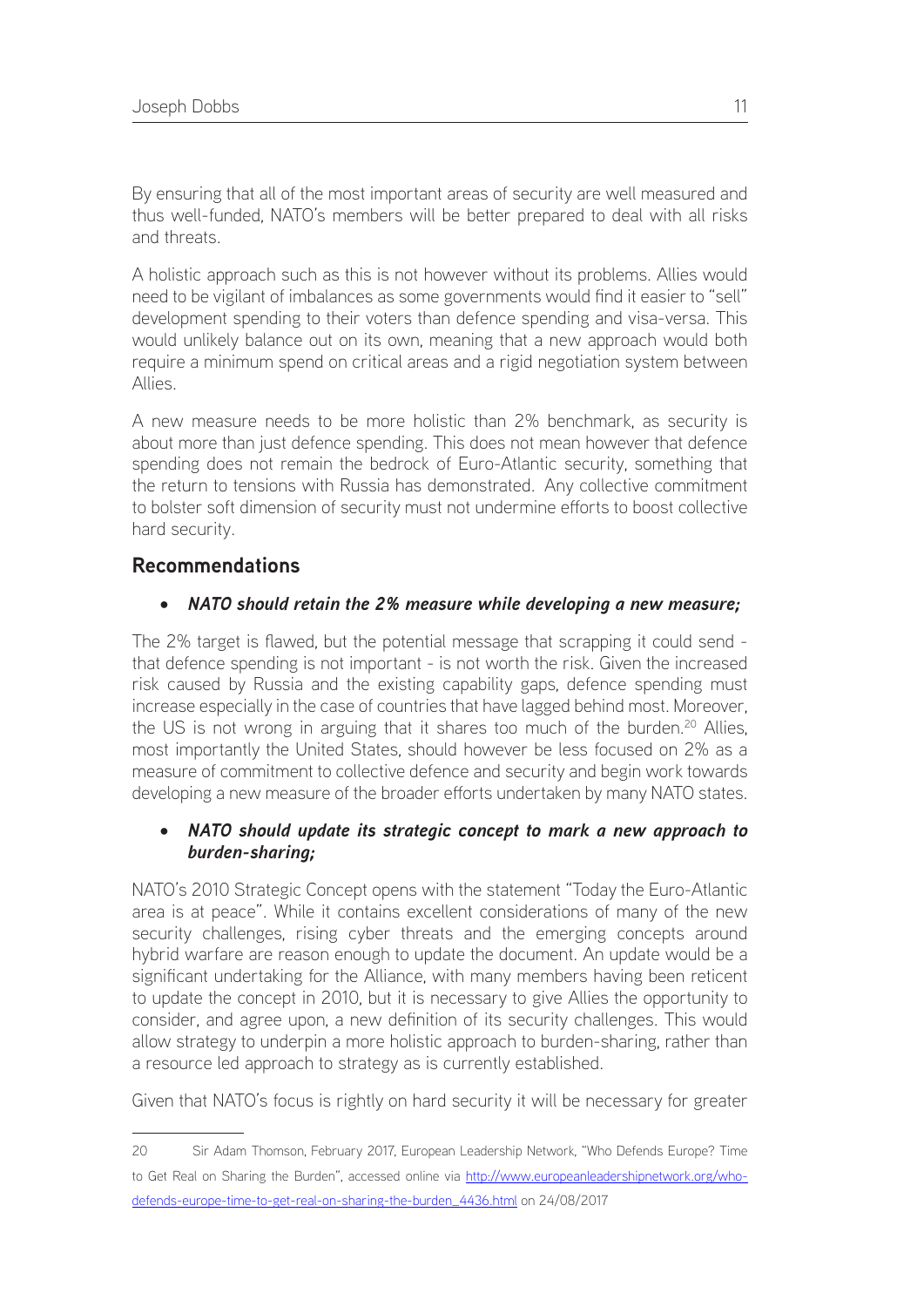By ensuring that all of the most important areas of security are well measured and thus well-funded, NATO's members will be better prepared to deal with all risks and threats.

A holistic approach such as this is not however without its problems. Allies would need to be vigilant of imbalances as some governments would find it easier to "sell" development spending to their voters than defence spending and visa-versa. This would unlikely balance out on its own, meaning that a new approach would both require a minimum spend on critical areas and a rigid negotiation system between Allies.

A new measure needs to be more holistic than 2% benchmark, as security is about more than just defence spending. This does not mean however that defence spending does not remain the bedrock of Euro-Atlantic security, something that the return to tensions with Russia has demonstrated. Any collective commitment to bolster soft dimension of security must not undermine efforts to boost collective hard security.

## Recommendations

- ***NATO should retain the 2% measure while developing a new measure;***

The 2% target is flawed, but the potential message that scrapping it could send - that defence spending is not important - is not worth the risk. Given the increased risk caused by Russia and the existing capability gaps, defence spending must increase especially in the case of countries that have lagged behind most. Moreover, the US is not wrong in arguing that it shares too much of the burden.[20] Allies, most importantly the United States, should however be less focused on 2% as a measure of commitment to collective defence and security and begin work towards developing a new measure of the broader efforts undertaken by many NATO states.

- ***NATO should update its strategic concept to mark a new approach to burden-sharing;***

NATO's 2010 Strategic Concept opens with the statement "Today the Euro-Atlantic area is at peace". While it contains excellent considerations of many of the new security challenges, rising cyber threats and the emerging concepts around hybrid warfare are reason enough to update the document. An update would be a significant undertaking for the Alliance, with many members having been reticent to update the concept in 2010, but it is necessary to give Allies the opportunity to consider, and agree upon, a new definition of its security challenges. This would allow strategy to underpin a more holistic approach to burden-sharing, rather than a resource led approach to strategy as is currently established.

Given that NATO's focus is rightly on hard security it will be necessary for greater

---

20 Sir Adam Thomson, February 2017, European Leadership Network, "Who Defends Europe? Time to Get Real on Sharing the Burden", accessed online via http://www.europeanleadershipnetwork.org/who-defends-europe-time-to-get-real-on-sharing-the-burden_4436.html on 24/08/2017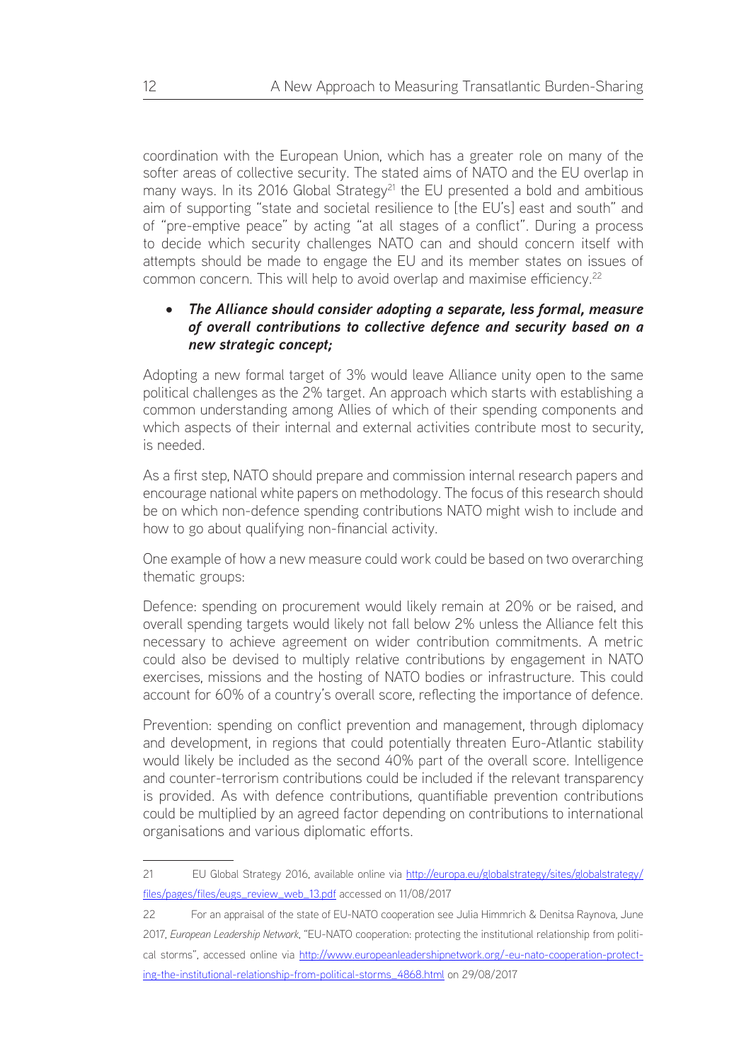coordination with the European Union, which has a greater role on many of the softer areas of collective security. The stated aims of NATO and the EU overlap in many ways. In its 2016 Global Strategy[21] the EU presented a bold and ambitious aim of supporting "state and societal resilience to [the EU's] east and south" and of "pre-emptive peace" by acting "at all stages of a conflict". During a process to decide which security challenges NATO can and should concern itself with attempts should be made to engage the EU and its member states on issues of common concern. This will help to avoid overlap and maximise efficiency.[22]

- ***The Alliance should consider adopting a separate, less formal, measure of overall contributions to collective defence and security based on a new strategic concept;***

Adopting a new formal target of 3% would leave Alliance unity open to the same political challenges as the 2% target. An approach which starts with establishing a common understanding among Allies of which of their spending components and which aspects of their internal and external activities contribute most to security, is needed.

As a first step, NATO should prepare and commission internal research papers and encourage national white papers on methodology. The focus of this research should be on which non-defence spending contributions NATO might wish to include and how to go about qualifying non-financial activity.

One example of how a new measure could work could be based on two overarching thematic groups:

Defence: spending on procurement would likely remain at 20% or be raised, and overall spending targets would likely not fall below 2% unless the Alliance felt this necessary to achieve agreement on wider contribution commitments. A metric could also be devised to multiply relative contributions by engagement in NATO exercises, missions and the hosting of NATO bodies or infrastructure. This could account for 60% of a country's overall score, reflecting the importance of defence.

Prevention: spending on conflict prevention and management, through diplomacy and development, in regions that could potentially threaten Euro-Atlantic stability would likely be included as the second 40% part of the overall score. Intelligence and counter-terrorism contributions could be included if the relevant transparency is provided. As with defence contributions, quantifiable prevention contributions could be multiplied by an agreed factor depending on contributions to international organisations and various diplomatic efforts.

---

21 EU Global Strategy 2016, available online via http://europa.eu/globalstrategy/sites/globalstrategy/files/pages/files/eugs_review_web_13.pdf accessed on 11/08/2017

22 For an appraisal of the state of EU-NATO cooperation see Julia Himmrich & Denitsa Raynova, June 2017, *European Leadership Network*, "EU-NATO cooperation: protecting the institutional relationship from political storms", accessed online via http://www.europeanleadershipnetwork.org/-eu-nato-cooperation-protecting-the-institutional-relationship-from-political-storms_4868.html on 29/08/2017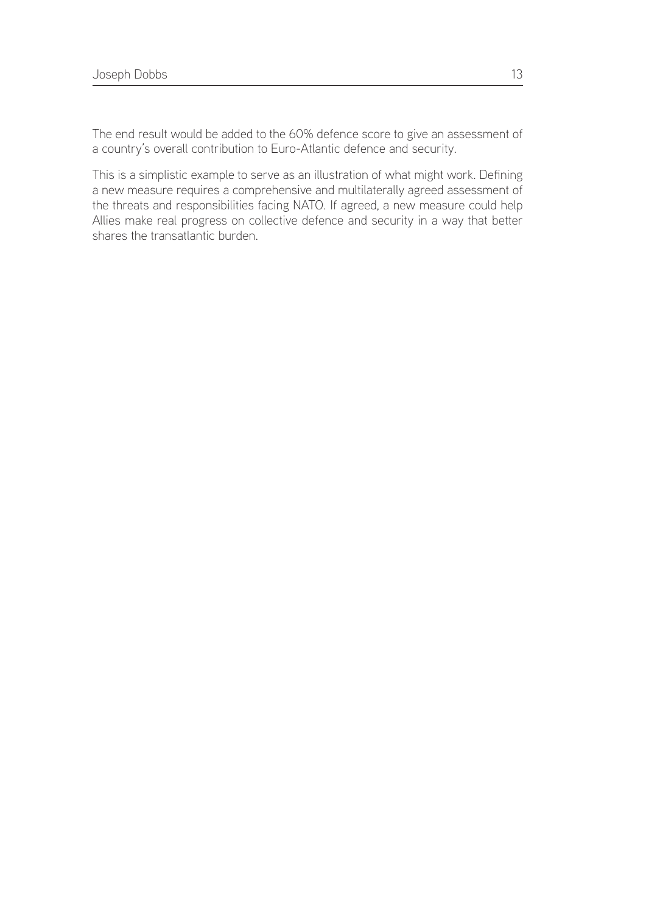The end result would be added to the 60% defence score to give an assessment of a country's overall contribution to Euro-Atlantic defence and security.

This is a simplistic example to serve as an illustration of what might work. Defining a new measure requires a comprehensive and multilaterally agreed assessment of the threats and responsibilities facing NATO. If agreed, a new measure could help Allies make real progress on collective defence and security in a way that better shares the transatlantic burden.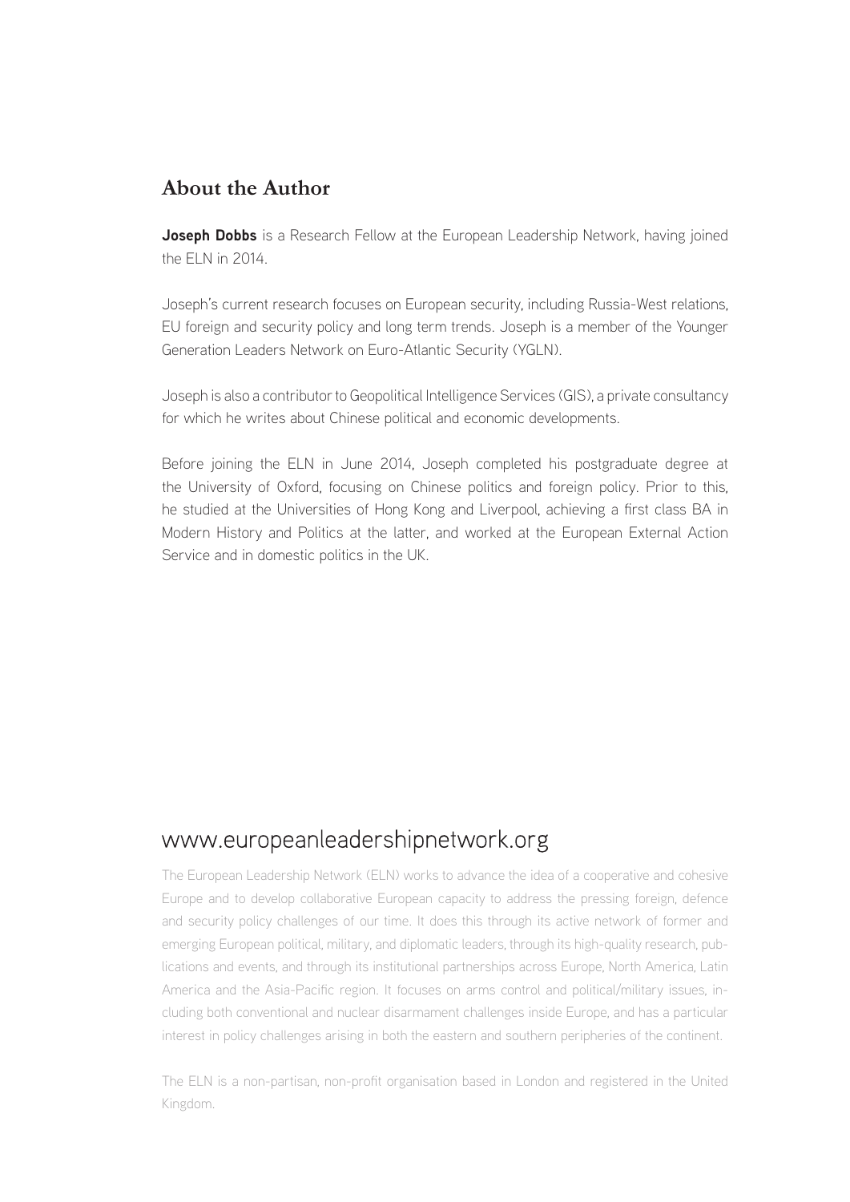## About the Author

**Joseph Dobbs** is a Research Fellow at the European Leadership Network, having joined the ELN in 2014.

Joseph's current research focuses on European security, including Russia-West relations, EU foreign and security policy and long term trends. Joseph is a member of the Younger Generation Leaders Network on Euro-Atlantic Security (YGLN).

Joseph is also a contributor to Geopolitical Intelligence Services (GIS), a private consultancy for which he writes about Chinese political and economic developments.

Before joining the ELN in June 2014, Joseph completed his postgraduate degree at the University of Oxford, focusing on Chinese politics and foreign policy. Prior to this, he studied at the Universities of Hong Kong and Liverpool, achieving a first class BA in Modern History and Politics at the latter, and worked at the European External Action Service and in domestic politics in the UK.

## www.europeanleadershipnetwork.org

The European Leadership Network (ELN) works to advance the idea of a cooperative and cohesive Europe and to develop collaborative European capacity to address the pressing foreign, defence and security policy challenges of our time. It does this through its active network of former and emerging European political, military, and diplomatic leaders, through its high-quality research, publications and events, and through its institutional partnerships across Europe, North America, Latin America and the Asia-Pacific region. It focuses on arms control and political/military issues, including both conventional and nuclear disarmament challenges inside Europe, and has a particular interest in policy challenges arising in both the eastern and southern peripheries of the continent.

The ELN is a non-partisan, non-profit organisation based in London and registered in the United Kingdom.